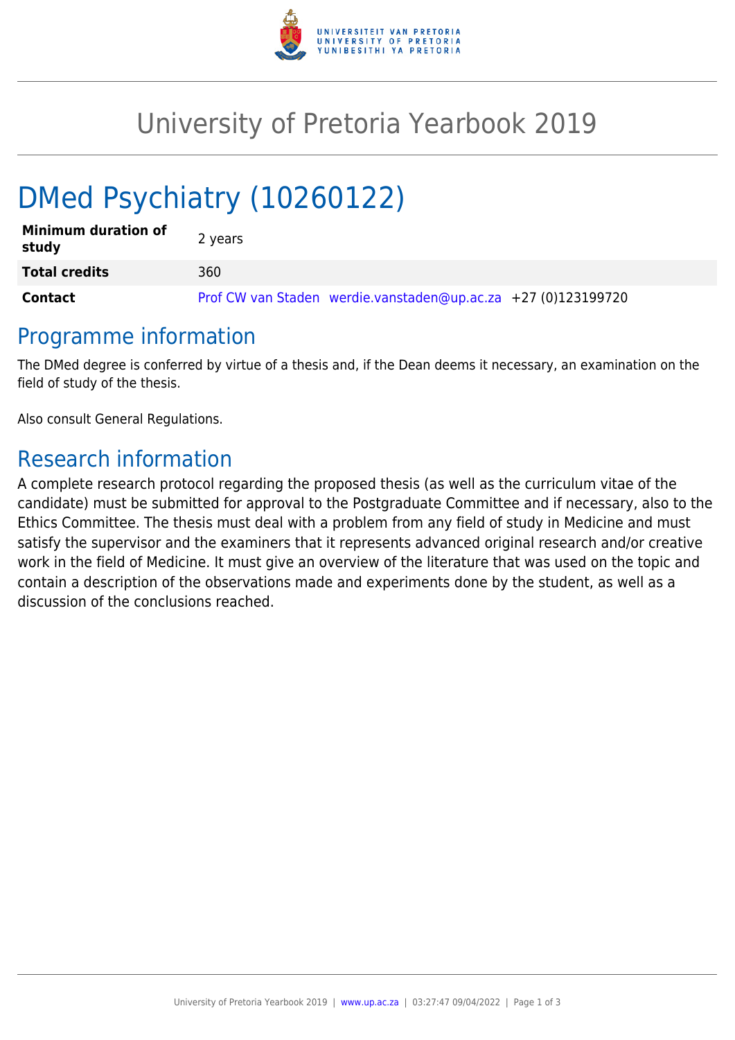# University of Pretoria Yearbook 2019

# DMed Psychiatry (10260122)

| | |
|---|---|
| **Minimum duration of study** | 2 years |
| **Total credits** | 360 |
| **Contact** | Prof CW van Staden werdie.vanstaden@up.ac.za +27 (0)123199720 |

## Programme information

The DMed degree is conferred by virtue of a thesis and, if the Dean deems it necessary, an examination on the field of study of the thesis.

Also consult General Regulations.

## Research information

A complete research protocol regarding the proposed thesis (as well as the curriculum vitae of the candidate) must be submitted for approval to the Postgraduate Committee and if necessary, also to the Ethics Committee. The thesis must deal with a problem from any field of study in Medicine and must satisfy the supervisor and the examiners that it represents advanced original research and/or creative work in the field of Medicine. It must give an overview of the literature that was used on the topic and contain a description of the observations made and experiments done by the student, as well as a discussion of the conclusions reached.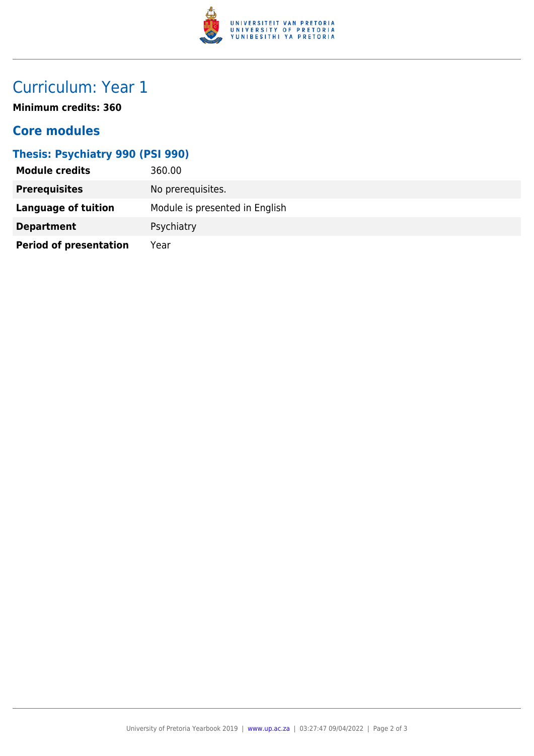# Curriculum: Year 1

**Minimum credits: 360**

## Core modules

### Thesis: Psychiatry 990 (PSI 990)

| | |
|---|---|
| **Module credits** | 360.00 |
| **Prerequisites** | No prerequisites. |
| **Language of tuition** | Module is presented in English |
| **Department** | Psychiatry |
| **Period of presentation** | Year |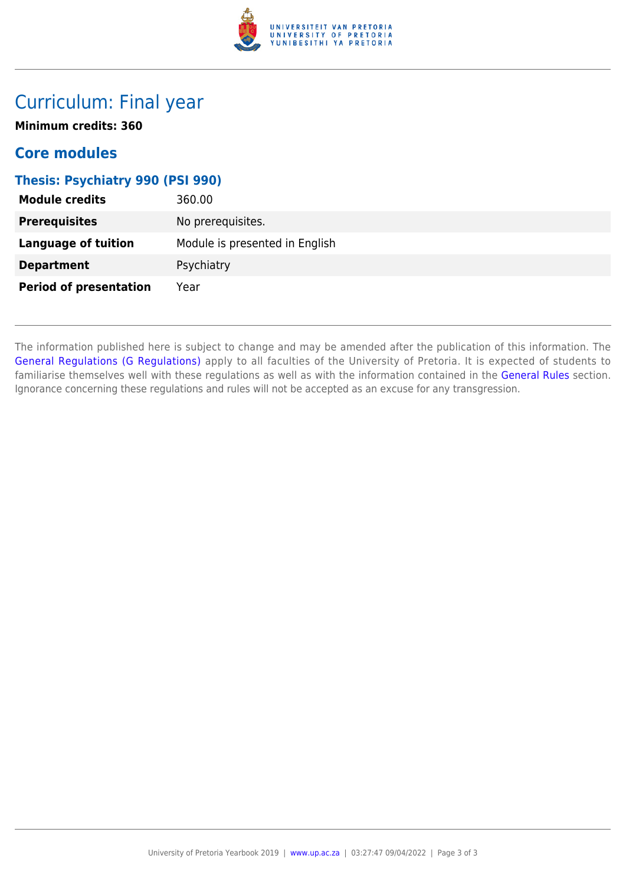# Curriculum: Final year

**Minimum credits: 360**

## Core modules

### Thesis: Psychiatry 990 (PSI 990)

| | |
|---|---|
| **Module credits** | 360.00 |
| **Prerequisites** | No prerequisites. |
| **Language of tuition** | Module is presented in English |
| **Department** | Psychiatry |
| **Period of presentation** | Year |

The information published here is subject to change and may be amended after the publication of this information. The General Regulations (G Regulations) apply to all faculties of the University of Pretoria. It is expected of students to familiarise themselves well with these regulations as well as with the information contained in the General Rules section. Ignorance concerning these regulations and rules will not be accepted as an excuse for any transgression.